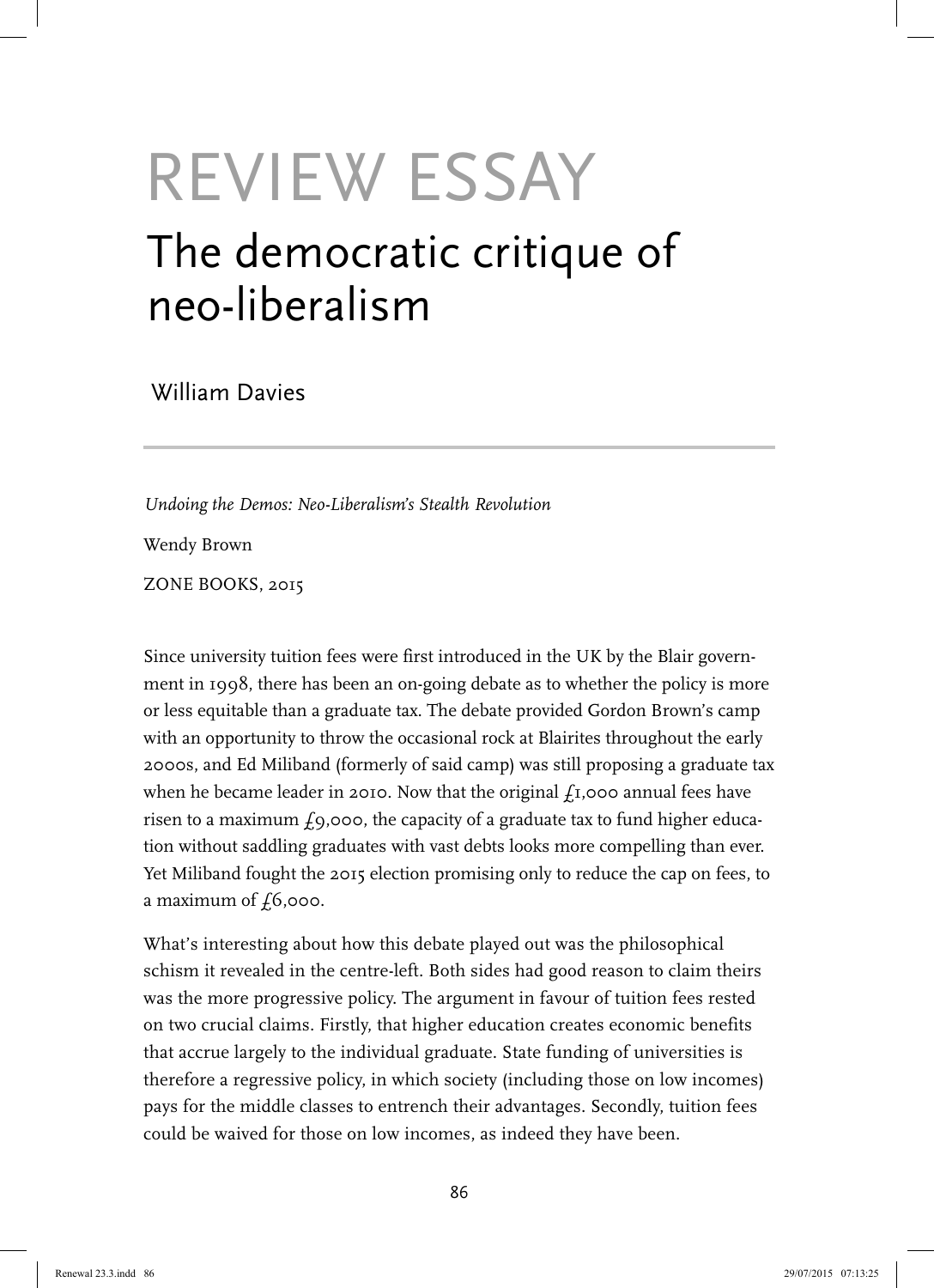# REVIEW ESSAY

## The democratic critique of neo-liberalism

William Davies

*Undoing the Demos: Neo-Liberalism's Stealth Revolution*

Wendy Brown

ZONE BOOKS, 2015

Since university tuition fees were first introduced in the UK by the Blair government in 1998, there has been an on-going debate as to whether the policy is more or less equitable than a graduate tax. The debate provided Gordon Brown's camp with an opportunity to throw the occasional rock at Blairites throughout the early 2000s, and Ed Miliband (formerly of said camp) was still proposing a graduate tax when he became leader in 2010. Now that the original £1,000 annual fees have risen to a maximum £9,000, the capacity of a graduate tax to fund higher education without saddling graduates with vast debts looks more compelling than ever. Yet Miliband fought the 2015 election promising only to reduce the cap on fees, to a maximum of £6,000.

What's interesting about how this debate played out was the philosophical schism it revealed in the centre-left. Both sides had good reason to claim theirs was the more progressive policy. The argument in favour of tuition fees rested on two crucial claims. Firstly, that higher education creates economic benefits that accrue largely to the individual graduate. State funding of universities is therefore a regressive policy, in which society (including those on low incomes) pays for the middle classes to entrench their advantages. Secondly, tuition fees could be waived for those on low incomes, as indeed they have been.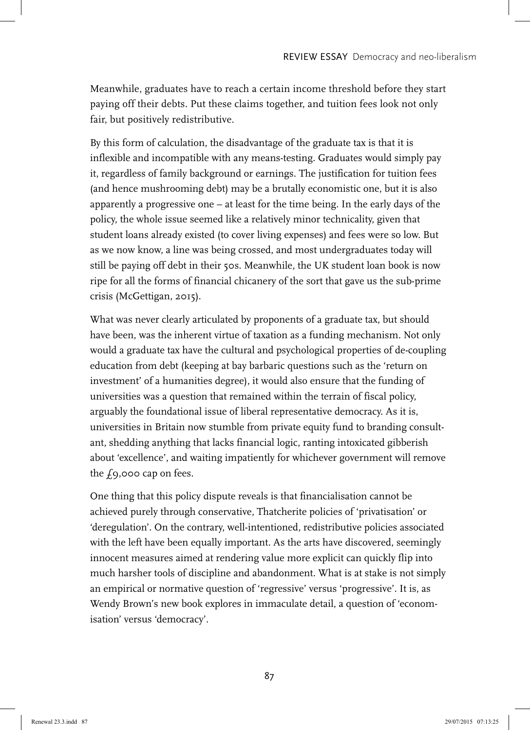Meanwhile, graduates have to reach a certain income threshold before they start paying off their debts. Put these claims together, and tuition fees look not only fair, but positively redistributive.

By this form of calculation, the disadvantage of the graduate tax is that it is inflexible and incompatible with any means-testing. Graduates would simply pay it, regardless of family background or earnings. The justification for tuition fees (and hence mushrooming debt) may be a brutally economistic one, but it is also apparently a progressive one – at least for the time being. In the early days of the policy, the whole issue seemed like a relatively minor technicality, given that student loans already existed (to cover living expenses) and fees were so low. But as we now know, a line was being crossed, and most undergraduates today will still be paying off debt in their 50s. Meanwhile, the UK student loan book is now ripe for all the forms of financial chicanery of the sort that gave us the sub-prime crisis (McGettigan, 2015).

What was never clearly articulated by proponents of a graduate tax, but should have been, was the inherent virtue of taxation as a funding mechanism. Not only would a graduate tax have the cultural and psychological properties of de-coupling education from debt (keeping at bay barbaric questions such as the 'return on investment' of a humanities degree), it would also ensure that the funding of universities was a question that remained within the terrain of fiscal policy, arguably the foundational issue of liberal representative democracy. As it is, universities in Britain now stumble from private equity fund to branding consultant, shedding anything that lacks financial logic, ranting intoxicated gibberish about 'excellence', and waiting impatiently for whichever government will remove the £9,000 cap on fees.

One thing that this policy dispute reveals is that financialisation cannot be achieved purely through conservative, Thatcherite policies of 'privatisation' or 'deregulation'. On the contrary, well-intentioned, redistributive policies associated with the left have been equally important. As the arts have discovered, seemingly innocent measures aimed at rendering value more explicit can quickly flip into much harsher tools of discipline and abandonment. What is at stake is not simply an empirical or normative question of 'regressive' versus 'progressive'. It is, as Wendy Brown's new book explores in immaculate detail, a question of 'economisation' versus 'democracy'.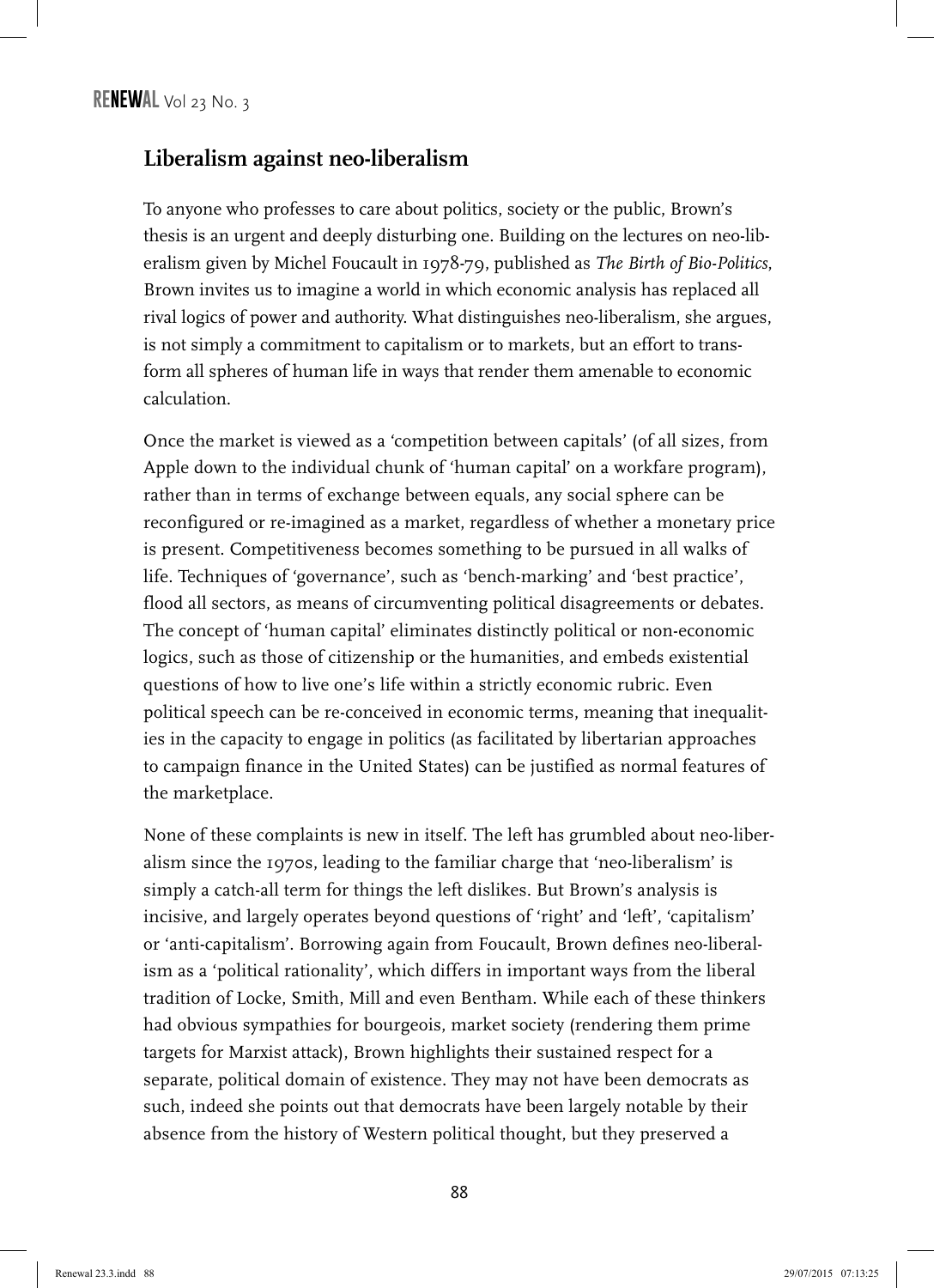## Liberalism against neo-liberalism

To anyone who professes to care about politics, society or the public, Brown's thesis is an urgent and deeply disturbing one. Building on the lectures on neo-liberalism given by Michel Foucault in 1978-79, published as *The Birth of Bio-Politics*, Brown invites us to imagine a world in which economic analysis has replaced all rival logics of power and authority. What distinguishes neo-liberalism, she argues, is not simply a commitment to capitalism or to markets, but an effort to transform all spheres of human life in ways that render them amenable to economic calculation.

Once the market is viewed as a 'competition between capitals' (of all sizes, from Apple down to the individual chunk of 'human capital' on a workfare program), rather than in terms of exchange between equals, any social sphere can be reconfigured or re-imagined as a market, regardless of whether a monetary price is present. Competitiveness becomes something to be pursued in all walks of life. Techniques of 'governance', such as 'bench-marking' and 'best practice', flood all sectors, as means of circumventing political disagreements or debates. The concept of 'human capital' eliminates distinctly political or non-economic logics, such as those of citizenship or the humanities, and embeds existential questions of how to live one's life within a strictly economic rubric. Even political speech can be re-conceived in economic terms, meaning that inequalities in the capacity to engage in politics (as facilitated by libertarian approaches to campaign finance in the United States) can be justified as normal features of the marketplace.

None of these complaints is new in itself. The left has grumbled about neo-liberalism since the 1970s, leading to the familiar charge that 'neo-liberalism' is simply a catch-all term for things the left dislikes. But Brown's analysis is incisive, and largely operates beyond questions of 'right' and 'left', 'capitalism' or 'anti-capitalism'. Borrowing again from Foucault, Brown defines neo-liberalism as a 'political rationality', which differs in important ways from the liberal tradition of Locke, Smith, Mill and even Bentham. While each of these thinkers had obvious sympathies for bourgeois, market society (rendering them prime targets for Marxist attack), Brown highlights their sustained respect for a separate, political domain of existence. They may not have been democrats as such, indeed she points out that democrats have been largely notable by their absence from the history of Western political thought, but they preserved a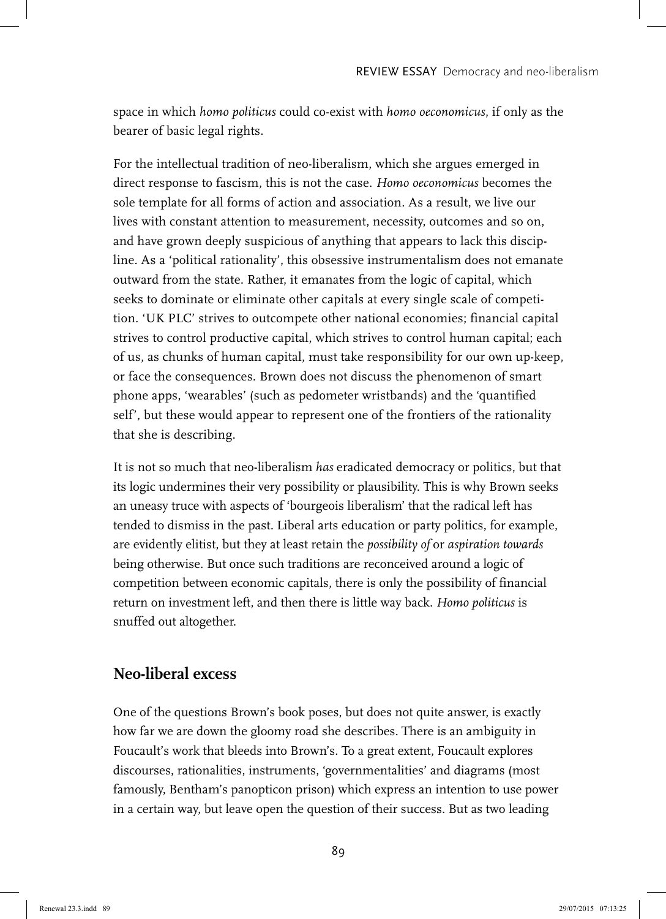space in which *homo politicus* could co-exist with *homo oeconomicus*, if only as the bearer of basic legal rights.

For the intellectual tradition of neo-liberalism, which she argues emerged in direct response to fascism, this is not the case. *Homo oeconomicus* becomes the sole template for all forms of action and association. As a result, we live our lives with constant attention to measurement, necessity, outcomes and so on, and have grown deeply suspicious of anything that appears to lack this discipline. As a 'political rationality', this obsessive instrumentalism does not emanate outward from the state. Rather, it emanates from the logic of capital, which seeks to dominate or eliminate other capitals at every single scale of competition. 'UK PLC' strives to outcompete other national economies; financial capital strives to control productive capital, which strives to control human capital; each of us, as chunks of human capital, must take responsibility for our own up-keep, or face the consequences. Brown does not discuss the phenomenon of smart phone apps, 'wearables' (such as pedometer wristbands) and the 'quantified self', but these would appear to represent one of the frontiers of the rationality that she is describing.

It is not so much that neo-liberalism *has* eradicated democracy or politics, but that its logic undermines their very possibility or plausibility. This is why Brown seeks an uneasy truce with aspects of 'bourgeois liberalism' that the radical left has tended to dismiss in the past. Liberal arts education or party politics, for example, are evidently elitist, but they at least retain the *possibility of* or *aspiration towards* being otherwise. But once such traditions are reconceived around a logic of competition between economic capitals, there is only the possibility of financial return on investment left, and then there is little way back. *Homo politicus* is snuffed out altogether.

## Neo-liberal excess

One of the questions Brown's book poses, but does not quite answer, is exactly how far we are down the gloomy road she describes. There is an ambiguity in Foucault's work that bleeds into Brown's. To a great extent, Foucault explores discourses, rationalities, instruments, 'governmentalities' and diagrams (most famously, Bentham's panopticon prison) which express an intention to use power in a certain way, but leave open the question of their success. But as two leading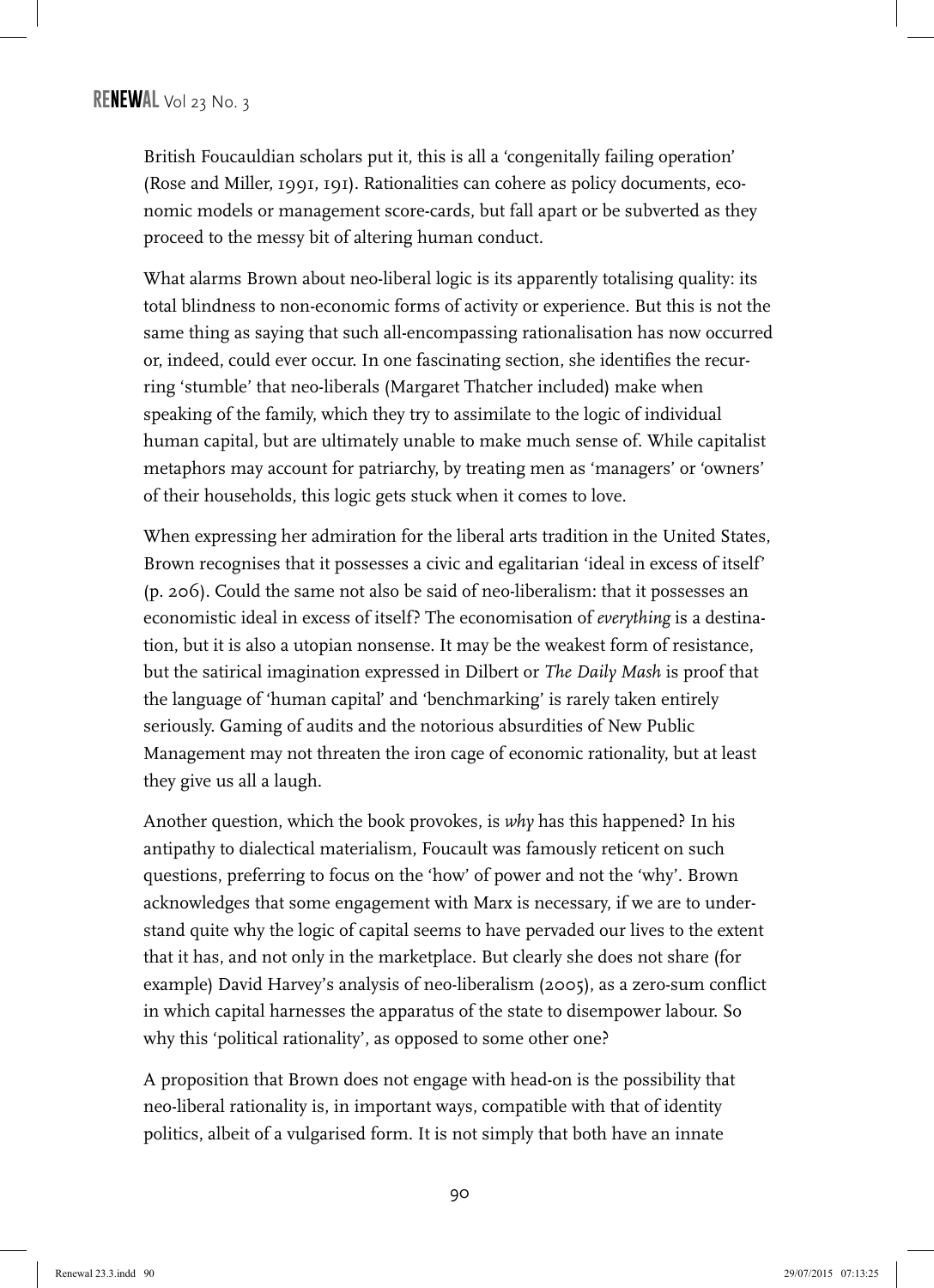British Foucauldian scholars put it, this is all a 'congenitally failing operation' (Rose and Miller, 1991, 191). Rationalities can cohere as policy documents, economic models or management score-cards, but fall apart or be subverted as they proceed to the messy bit of altering human conduct.

What alarms Brown about neo-liberal logic is its apparently totalising quality: its total blindness to non-economic forms of activity or experience. But this is not the same thing as saying that such all-encompassing rationalisation has now occurred or, indeed, could ever occur. In one fascinating section, she identifies the recurring 'stumble' that neo-liberals (Margaret Thatcher included) make when speaking of the family, which they try to assimilate to the logic of individual human capital, but are ultimately unable to make much sense of. While capitalist metaphors may account for patriarchy, by treating men as 'managers' or 'owners' of their households, this logic gets stuck when it comes to love.

When expressing her admiration for the liberal arts tradition in the United States, Brown recognises that it possesses a civic and egalitarian 'ideal in excess of itself' (p. 206). Could the same not also be said of neo-liberalism: that it possesses an economistic ideal in excess of itself? The economisation of *everything* is a destination, but it is also a utopian nonsense. It may be the weakest form of resistance, but the satirical imagination expressed in Dilbert or *The Daily Mash* is proof that the language of 'human capital' and 'benchmarking' is rarely taken entirely seriously. Gaming of audits and the notorious absurdities of New Public Management may not threaten the iron cage of economic rationality, but at least they give us all a laugh.

Another question, which the book provokes, is *why* has this happened? In his antipathy to dialectical materialism, Foucault was famously reticent on such questions, preferring to focus on the 'how' of power and not the 'why'. Brown acknowledges that some engagement with Marx is necessary, if we are to understand quite why the logic of capital seems to have pervaded our lives to the extent that it has, and not only in the marketplace. But clearly she does not share (for example) David Harvey's analysis of neo-liberalism (2005), as a zero-sum conflict in which capital harnesses the apparatus of the state to disempower labour. So why this 'political rationality', as opposed to some other one?

A proposition that Brown does not engage with head-on is the possibility that neo-liberal rationality is, in important ways, compatible with that of identity politics, albeit of a vulgarised form. It is not simply that both have an innate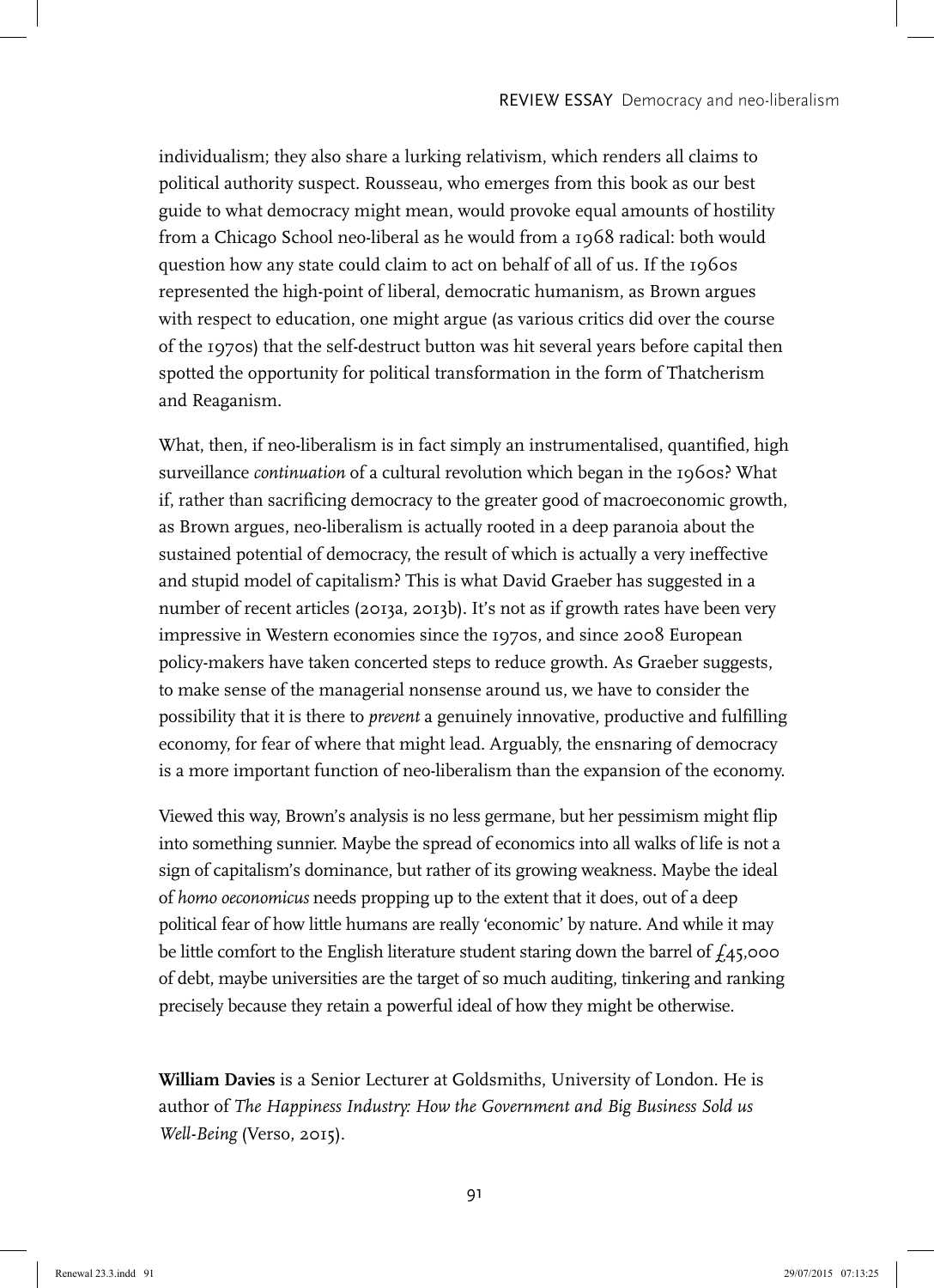individualism; they also share a lurking relativism, which renders all claims to political authority suspect. Rousseau, who emerges from this book as our best guide to what democracy might mean, would provoke equal amounts of hostility from a Chicago School neo-liberal as he would from a 1968 radical: both would question how any state could claim to act on behalf of all of us. If the 1960s represented the high-point of liberal, democratic humanism, as Brown argues with respect to education, one might argue (as various critics did over the course of the 1970s) that the self-destruct button was hit several years before capital then spotted the opportunity for political transformation in the form of Thatcherism and Reaganism.

What, then, if neo-liberalism is in fact simply an instrumentalised, quantified, high surveillance *continuation* of a cultural revolution which began in the 1960s? What if, rather than sacrificing democracy to the greater good of macroeconomic growth, as Brown argues, neo-liberalism is actually rooted in a deep paranoia about the sustained potential of democracy, the result of which is actually a very ineffective and stupid model of capitalism? This is what David Graeber has suggested in a number of recent articles (2013a, 2013b). It's not as if growth rates have been very impressive in Western economies since the 1970s, and since 2008 European policy-makers have taken concerted steps to reduce growth. As Graeber suggests, to make sense of the managerial nonsense around us, we have to consider the possibility that it is there to *prevent* a genuinely innovative, productive and fulfilling economy, for fear of where that might lead. Arguably, the ensnaring of democracy is a more important function of neo-liberalism than the expansion of the economy.

Viewed this way, Brown's analysis is no less germane, but her pessimism might flip into something sunnier. Maybe the spread of economics into all walks of life is not a sign of capitalism's dominance, but rather of its growing weakness. Maybe the ideal of *homo oeconomicus* needs propping up to the extent that it does, out of a deep political fear of how little humans are really 'economic' by nature. And while it may be little comfort to the English literature student staring down the barrel of £45,000 of debt, maybe universities are the target of so much auditing, tinkering and ranking precisely because they retain a powerful ideal of how they might be otherwise.

**William Davies** is a Senior Lecturer at Goldsmiths, University of London. He is author of *The Happiness Industry: How the Government and Big Business Sold us Well-Being* (Verso, 2015).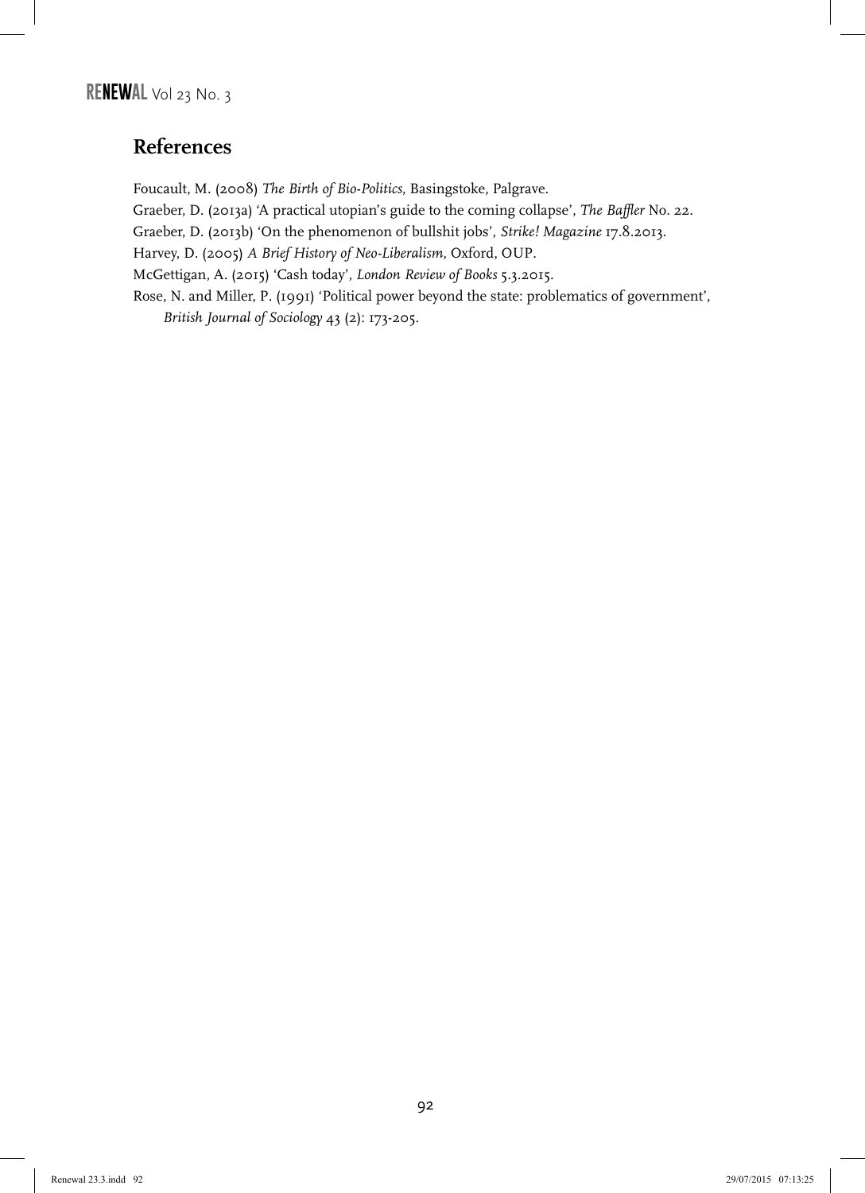## References

Foucault, M. (2008) *The Birth of Bio-Politics*, Basingstoke, Palgrave.

Graeber, D. (2013a) 'A practical utopian's guide to the coming collapse', *The Baffler* No. 22.

Graeber, D. (2013b) 'On the phenomenon of bullshit jobs', *Strike! Magazine* 17.8.2013.

Harvey, D. (2005) *A Brief History of Neo-Liberalism*, Oxford, OUP.

McGettigan, A. (2015) 'Cash today', *London Review of Books* 5.3.2015.

Rose, N. and Miller, P. (1991) 'Political power beyond the state: problematics of government', *British Journal of Sociology* 43 (2): 173-205.